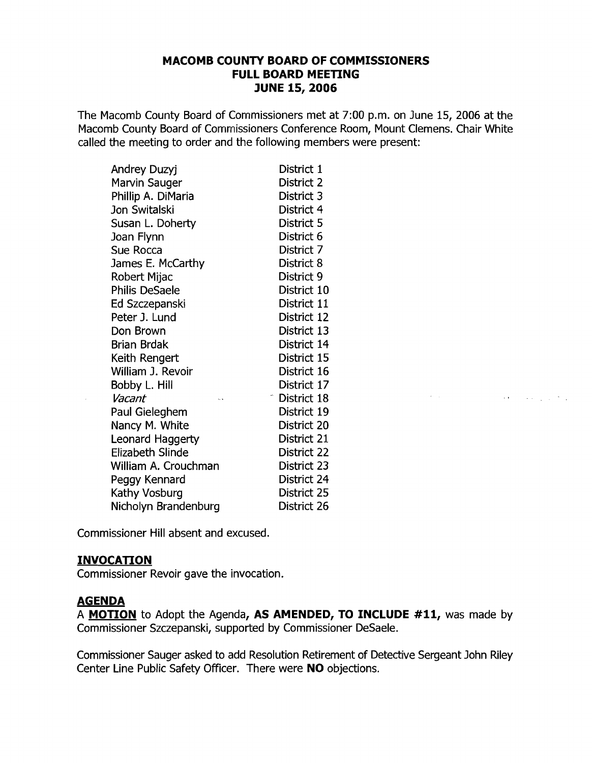# MACOMB COUNTY BOARD OF COMMISSIONERS
## FULL BOARD MEETING
## JUNE 15, 2006

The Macomb County Board of Commissioners met at 7:00 p.m. on June 15, 2006 at the Macomb County Board of Commissioners Conference Room, Mount Clemens. Chair White called the meeting to order and the following members were present:

| | |
|---|---|
| Andrey Duzyj | District 1 |
| Marvin Sauger | District 2 |
| Phillip A. DiMaria | District 3 |
| Jon Switalski | District 4 |
| Susan L. Doherty | District 5 |
| Joan Flynn | District 6 |
| Sue Rocca | District 7 |
| James E. McCarthy | District 8 |
| Robert Mijac | District 9 |
| Philis DeSaele | District 10 |
| Ed Szczepanski | District 11 |
| Peter J. Lund | District 12 |
| Don Brown | District 13 |
| Brian Brdak | District 14 |
| Keith Rengert | District 15 |
| William J. Revoir | District 16 |
| Bobby L. Hill | District 17 |
| *Vacant* | District 18 |
| Paul Gieleghem | District 19 |
| Nancy M. White | District 20 |
| Leonard Haggerty | District 21 |
| Elizabeth Slinde | District 22 |
| William A. Crouchman | District 23 |
| Peggy Kennard | District 24 |
| Kathy Vosburg | District 25 |
| Nicholyn Brandenburg | District 26 |

Commissioner Hill absent and excused.

## INVOCATION

Commissioner Revoir gave the invocation.

## AGENDA

A **MOTION** to Adopt the Agenda**, AS AMENDED, TO INCLUDE #11,** was made by Commissioner Szczepanski, supported by Commissioner DeSaele.

Commissioner Sauger asked to add Resolution Retirement of Detective Sergeant John Riley Center Line Public Safety Officer. There were **NO** objections.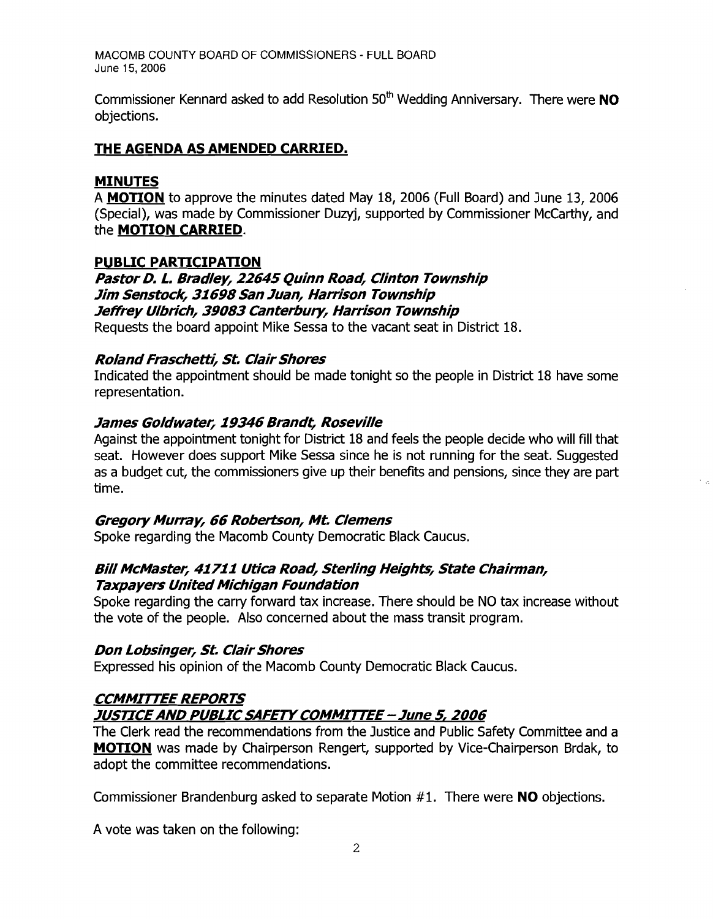Commissioner Kennard asked to add Resolution 50th Wedding Anniversary. There were **NO** objections.

## THE AGENDA AS AMENDED CARRIED.

## MINUTES

A **MOTION** to approve the minutes dated May 18, 2006 (Full Board) and June 13, 2006 (Special), was made by Commissioner Duzyj, supported by Commissioner McCarthy, and the **MOTION CARRIED**.

## PUBLIC PARTICIPATION

***Pastor D. L. Bradley, 22645 Quinn Road, Clinton Township***
***Jim Senstock, 31698 San Juan, Harrison Township***
***Jeffrey Ulbrich, 39083 Canterbury, Harrison Township***

Requests the board appoint Mike Sessa to the vacant seat in District 18.

***Roland Fraschetti, St. Clair Shores***

Indicated the appointment should be made tonight so the people in District 18 have some representation.

***James Goldwater, 19346 Brandt, Roseville***

Against the appointment tonight for District 18 and feels the people decide who will fill that seat. However does support Mike Sessa since he is not running for the seat. Suggested as a budget cut, the commissioners give up their benefits and pensions, since they are part time.

***Gregory Murray, 66 Robertson, Mt. Clemens***

Spoke regarding the Macomb County Democratic Black Caucus.

***Bill McMaster, 41711 Utica Road, Sterling Heights, State Chairman, Taxpayers United Michigan Foundation***

Spoke regarding the carry forward tax increase. There should be NO tax increase without the vote of the people. Also concerned about the mass transit program.

***Don Lobsinger, St. Clair Shores***

Expressed his opinion of the Macomb County Democratic Black Caucus.

## *CCMMITTEE REPORTS*

### *JUSTICE AND PUBLIC SAFETY COMMITTEE – June 5, 2006*

The Clerk read the recommendations from the Justice and Public Safety Committee and a **MOTION** was made by Chairperson Rengert, supported by Vice-Chairperson Brdak, to adopt the committee recommendations.

Commissioner Brandenburg asked to separate Motion #1. There were **NO** objections.

A vote was taken on the following: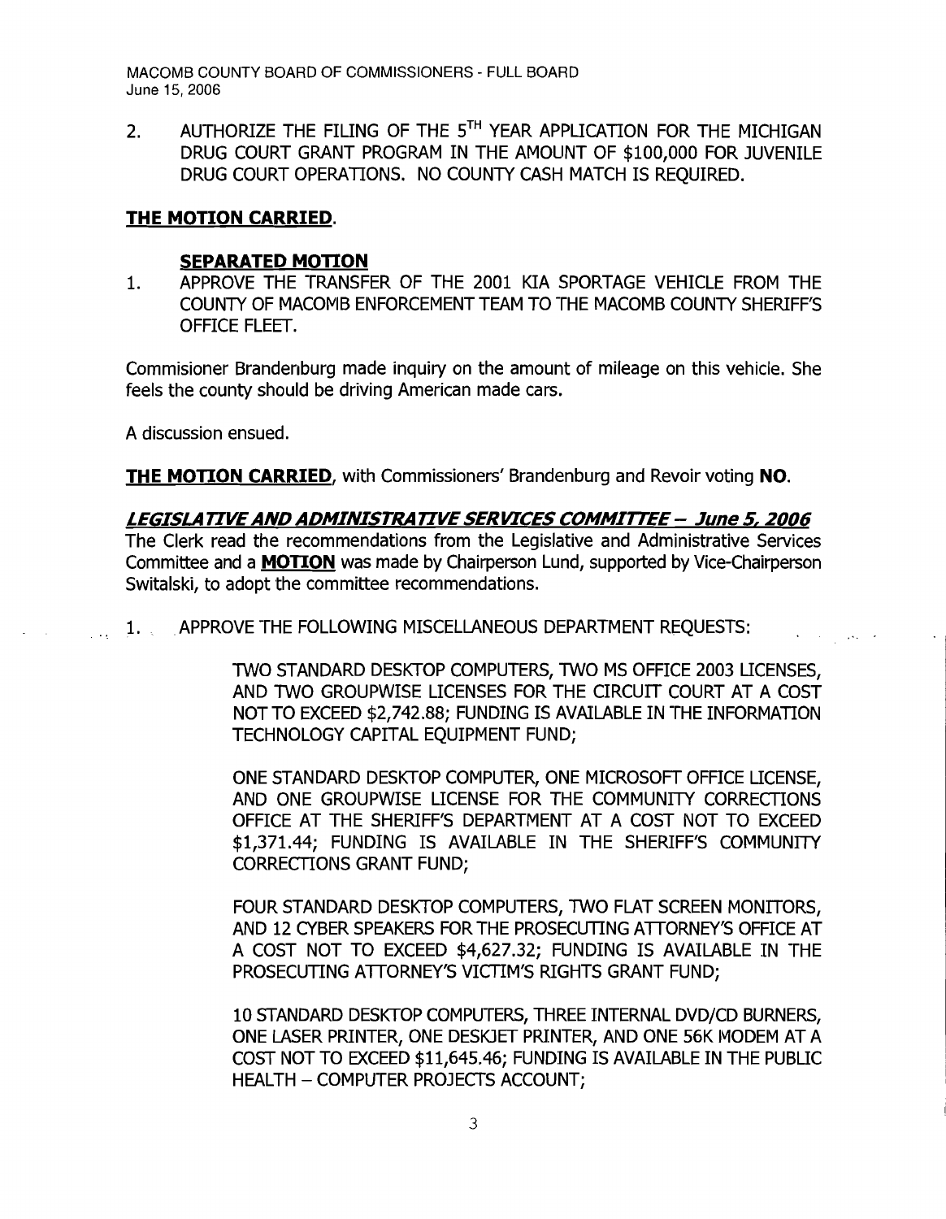2. AUTHORIZE THE FILING OF THE 5TH YEAR APPLICATION FOR THE MICHIGAN DRUG COURT GRANT PROGRAM IN THE AMOUNT OF $100,000 FOR JUVENILE DRUG COURT OPERATIONS. NO COUNTY CASH MATCH IS REQUIRED.

**THE MOTION CARRIED.**

**SEPARATED MOTION**

1. APPROVE THE TRANSFER OF THE 2001 KIA SPORTAGE VEHICLE FROM THE COUNTY OF MACOMB ENFORCEMENT TEAM TO THE MACOMB COUNTY SHERIFF'S OFFICE FLEET.

Commisioner Brandenburg made inquiry on the amount of mileage on this vehicle. She feels the county should be driving American made cars.

A discussion ensued.

**THE MOTION CARRIED**, with Commissioners' Brandenburg and Revoir voting **NO**.

### *LEGISLATIVE AND ADMINISTRATIVE SERVICES COMMITTEE – June 5, 2006*

The Clerk read the recommendations from the Legislative and Administrative Services Committee and a **MOTION** was made by Chairperson Lund, supported by Vice-Chairperson Switalski, to adopt the committee recommendations.

1. APPROVE THE FOLLOWING MISCELLANEOUS DEPARTMENT REQUESTS:

   TWO STANDARD DESKTOP COMPUTERS, TWO MS OFFICE 2003 LICENSES, AND TWO GROUPWISE LICENSES FOR THE CIRCUIT COURT AT A COST NOT TO EXCEED $2,742.88; FUNDING IS AVAILABLE IN THE INFORMATION TECHNOLOGY CAPITAL EQUIPMENT FUND;

   ONE STANDARD DESKTOP COMPUTER, ONE MICROSOFT OFFICE LICENSE, AND ONE GROUPWISE LICENSE FOR THE COMMUNITY CORRECTIONS OFFICE AT THE SHERIFF'S DEPARTMENT AT A COST NOT TO EXCEED $1,371.44; FUNDING IS AVAILABLE IN THE SHERIFF'S COMMUNITY CORRECTIONS GRANT FUND;

   FOUR STANDARD DESKTOP COMPUTERS, TWO FLAT SCREEN MONITORS, AND 12 CYBER SPEAKERS FOR THE PROSECUTING ATTORNEY'S OFFICE AT A COST NOT TO EXCEED $4,627.32; FUNDING IS AVAILABLE IN THE PROSECUTING ATTORNEY'S VICTIM'S RIGHTS GRANT FUND;

   10 STANDARD DESKTOP COMPUTERS, THREE INTERNAL DVD/CD BURNERS, ONE LASER PRINTER, ONE DESKJET PRINTER, AND ONE 56K MODEM AT A COST NOT TO EXCEED $11,645.46; FUNDING IS AVAILABLE IN THE PUBLIC HEALTH – COMPUTER PROJECTS ACCOUNT;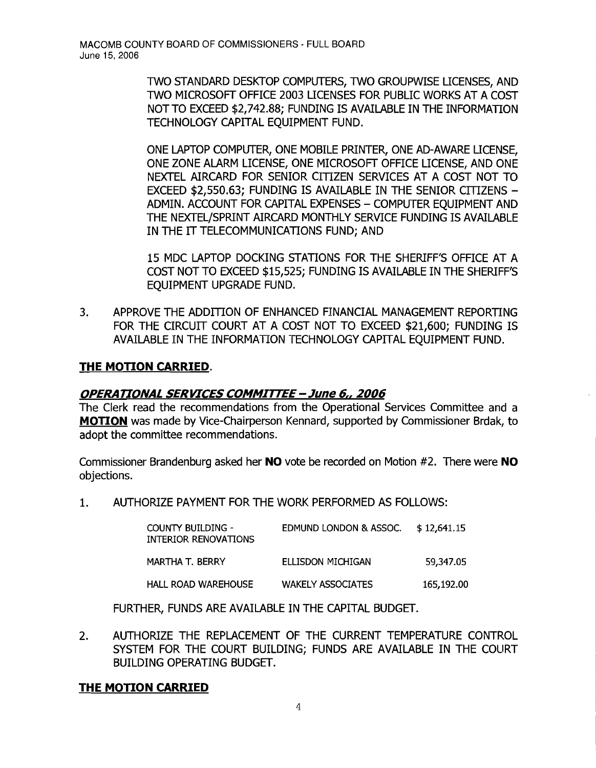TWO STANDARD DESKTOP COMPUTERS, TWO GROUPWISE LICENSES, AND TWO MICROSOFT OFFICE 2003 LICENSES FOR PUBLIC WORKS AT A COST NOT TO EXCEED $2,742.88; FUNDING IS AVAILABLE IN THE INFORMATION TECHNOLOGY CAPITAL EQUIPMENT FUND.

ONE LAPTOP COMPUTER, ONE MOBILE PRINTER, ONE AD-AWARE LICENSE, ONE ZONE ALARM LICENSE, ONE MICROSOFT OFFICE LICENSE, AND ONE NEXTEL AIRCARD FOR SENIOR CITIZEN SERVICES AT A COST NOT TO EXCEED $2,550.63; FUNDING IS AVAILABLE IN THE SENIOR CITIZENS – ADMIN. ACCOUNT FOR CAPITAL EXPENSES – COMPUTER EQUIPMENT AND THE NEXTEL/SPRINT AIRCARD MONTHLY SERVICE FUNDING IS AVAILABLE IN THE IT TELECOMMUNICATIONS FUND; AND

15 MDC LAPTOP DOCKING STATIONS FOR THE SHERIFF'S OFFICE AT A COST NOT TO EXCEED $15,525; FUNDING IS AVAILABLE IN THE SHERIFF'S EQUIPMENT UPGRADE FUND.

3. APPROVE THE ADDITION OF ENHANCED FINANCIAL MANAGEMENT REPORTING FOR THE CIRCUIT COURT AT A COST NOT TO EXCEED $21,600; FUNDING IS AVAILABLE IN THE INFORMATION TECHNOLOGY CAPITAL EQUIPMENT FUND.

**THE MOTION CARRIED**.

## ***OPERATIONAL SERVICES COMMITTEE – June 6,, 2006***

The Clerk read the recommendations from the Operational Services Committee and a **MOTION** was made by Vice-Chairperson Kennard, supported by Commissioner Brdak, to adopt the committee recommendations.

Commissioner Brandenburg asked her **NO** vote be recorded on Motion #2. There were **NO** objections.

1. AUTHORIZE PAYMENT FOR THE WORK PERFORMED AS FOLLOWS:

| | | |
|---|---|---|
| COUNTY BUILDING - INTERIOR RENOVATIONS | EDMUND LONDON & ASSOC. | $ 12,641.15 |
| MARTHA T. BERRY | ELLISDON MICHIGAN | 59,347.05 |
| HALL ROAD WAREHOUSE | WAKELY ASSOCIATES | 165,192.00 |

FURTHER, FUNDS ARE AVAILABLE IN THE CAPITAL BUDGET.

2. AUTHORIZE THE REPLACEMENT OF THE CURRENT TEMPERATURE CONTROL SYSTEM FOR THE COURT BUILDING; FUNDS ARE AVAILABLE IN THE COURT BUILDING OPERATING BUDGET.

**THE MOTION CARRIED**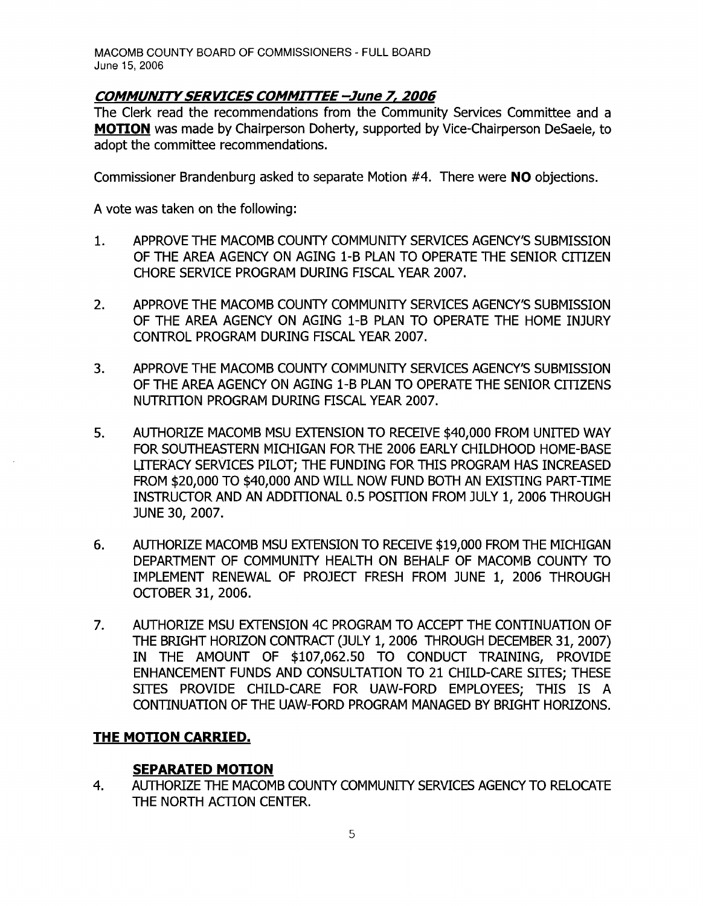***COMMUNITY SERVICES COMMITTEE –June 7, 2006***

The Clerk read the recommendations from the Community Services Committee and a **MOTION** was made by Chairperson Doherty, supported by Vice-Chairperson DeSaele, to adopt the committee recommendations.

Commissioner Brandenburg asked to separate Motion #4. There were **NO** objections.

A vote was taken on the following:

1. APPROVE THE MACOMB COUNTY COMMUNITY SERVICES AGENCY'S SUBMISSION OF THE AREA AGENCY ON AGING 1-B PLAN TO OPERATE THE SENIOR CITIZEN CHORE SERVICE PROGRAM DURING FISCAL YEAR 2007.

2. APPROVE THE MACOMB COUNTY COMMUNITY SERVICES AGENCY'S SUBMISSION OF THE AREA AGENCY ON AGING 1-B PLAN TO OPERATE THE HOME INJURY CONTROL PROGRAM DURING FISCAL YEAR 2007.

3. APPROVE THE MACOMB COUNTY COMMUNITY SERVICES AGENCY'S SUBMISSION OF THE AREA AGENCY ON AGING 1-B PLAN TO OPERATE THE SENIOR CITIZENS NUTRITION PROGRAM DURING FISCAL YEAR 2007.

5. AUTHORIZE MACOMB MSU EXTENSION TO RECEIVE $40,000 FROM UNITED WAY FOR SOUTHEASTERN MICHIGAN FOR THE 2006 EARLY CHILDHOOD HOME-BASE LITERACY SERVICES PILOT; THE FUNDING FOR THIS PROGRAM HAS INCREASED FROM $20,000 TO $40,000 AND WILL NOW FUND BOTH AN EXISTING PART-TIME INSTRUCTOR AND AN ADDITIONAL 0.5 POSITION FROM JULY 1, 2006 THROUGH JUNE 30, 2007.

6. AUTHORIZE MACOMB MSU EXTENSION TO RECEIVE $19,000 FROM THE MICHIGAN DEPARTMENT OF COMMUNITY HEALTH ON BEHALF OF MACOMB COUNTY TO IMPLEMENT RENEWAL OF PROJECT FRESH FROM JUNE 1, 2006 THROUGH OCTOBER 31, 2006.

7. AUTHORIZE MSU EXTENSION 4C PROGRAM TO ACCEPT THE CONTINUATION OF THE BRIGHT HORIZON CONTRACT (JULY 1, 2006 THROUGH DECEMBER 31, 2007) IN THE AMOUNT OF $107,062.50 TO CONDUCT TRAINING, PROVIDE ENHANCEMENT FUNDS AND CONSULTATION TO 21 CHILD-CARE SITES; THESE SITES PROVIDE CHILD-CARE FOR UAW-FORD EMPLOYEES; THIS IS A CONTINUATION OF THE UAW-FORD PROGRAM MANAGED BY BRIGHT HORIZONS.

**THE MOTION CARRIED.**

**SEPARATED MOTION**

4. AUTHORIZE THE MACOMB COUNTY COMMUNITY SERVICES AGENCY TO RELOCATE THE NORTH ACTION CENTER.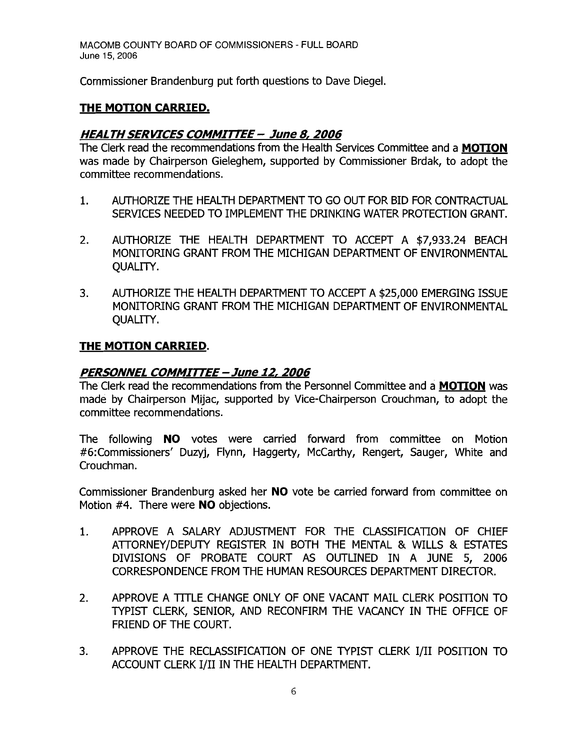Commissioner Brandenburg put forth questions to Dave Diegel.

**THE MOTION CARRIED.**

### ***HEALTH SERVICES COMMITTEE – June 8, 2006***

The Clerk read the recommendations from the Health Services Committee and a **MOTION** was made by Chairperson Gieleghem, supported by Commissioner Brdak, to adopt the committee recommendations.

1. AUTHORIZE THE HEALTH DEPARTMENT TO GO OUT FOR BID FOR CONTRACTUAL SERVICES NEEDED TO IMPLEMENT THE DRINKING WATER PROTECTION GRANT.

2. AUTHORIZE THE HEALTH DEPARTMENT TO ACCEPT A $7,933.24 BEACH MONITORING GRANT FROM THE MICHIGAN DEPARTMENT OF ENVIRONMENTAL QUALITY.

3. AUTHORIZE THE HEALTH DEPARTMENT TO ACCEPT A $25,000 EMERGING ISSUE MONITORING GRANT FROM THE MICHIGAN DEPARTMENT OF ENVIRONMENTAL QUALITY.

**THE MOTION CARRIED.**

### ***PERSONNEL COMMITTEE – June 12, 2006***

The Clerk read the recommendations from the Personnel Committee and a **MOTION** was made by Chairperson Mijac, supported by Vice-Chairperson Crouchman, to adopt the committee recommendations.

The following **NO** votes were carried forward from committee on Motion #6:Commissioners' Duzyj, Flynn, Haggerty, McCarthy, Rengert, Sauger, White and Crouchman.

Commissioner Brandenburg asked her **NO** vote be carried forward from committee on Motion #4. There were **NO** objections.

1. APPROVE A SALARY ADJUSTMENT FOR THE CLASSIFICATION OF CHIEF ATTORNEY/DEPUTY REGISTER IN BOTH THE MENTAL & WILLS & ESTATES DIVISIONS OF PROBATE COURT AS OUTLINED IN A JUNE 5, 2006 CORRESPONDENCE FROM THE HUMAN RESOURCES DEPARTMENT DIRECTOR.

2. APPROVE A TITLE CHANGE ONLY OF ONE VACANT MAIL CLERK POSITION TO TYPIST CLERK, SENIOR, AND RECONFIRM THE VACANCY IN THE OFFICE OF FRIEND OF THE COURT.

3. APPROVE THE RECLASSIFICATION OF ONE TYPIST CLERK I/II POSITION TO ACCOUNT CLERK I/II IN THE HEALTH DEPARTMENT.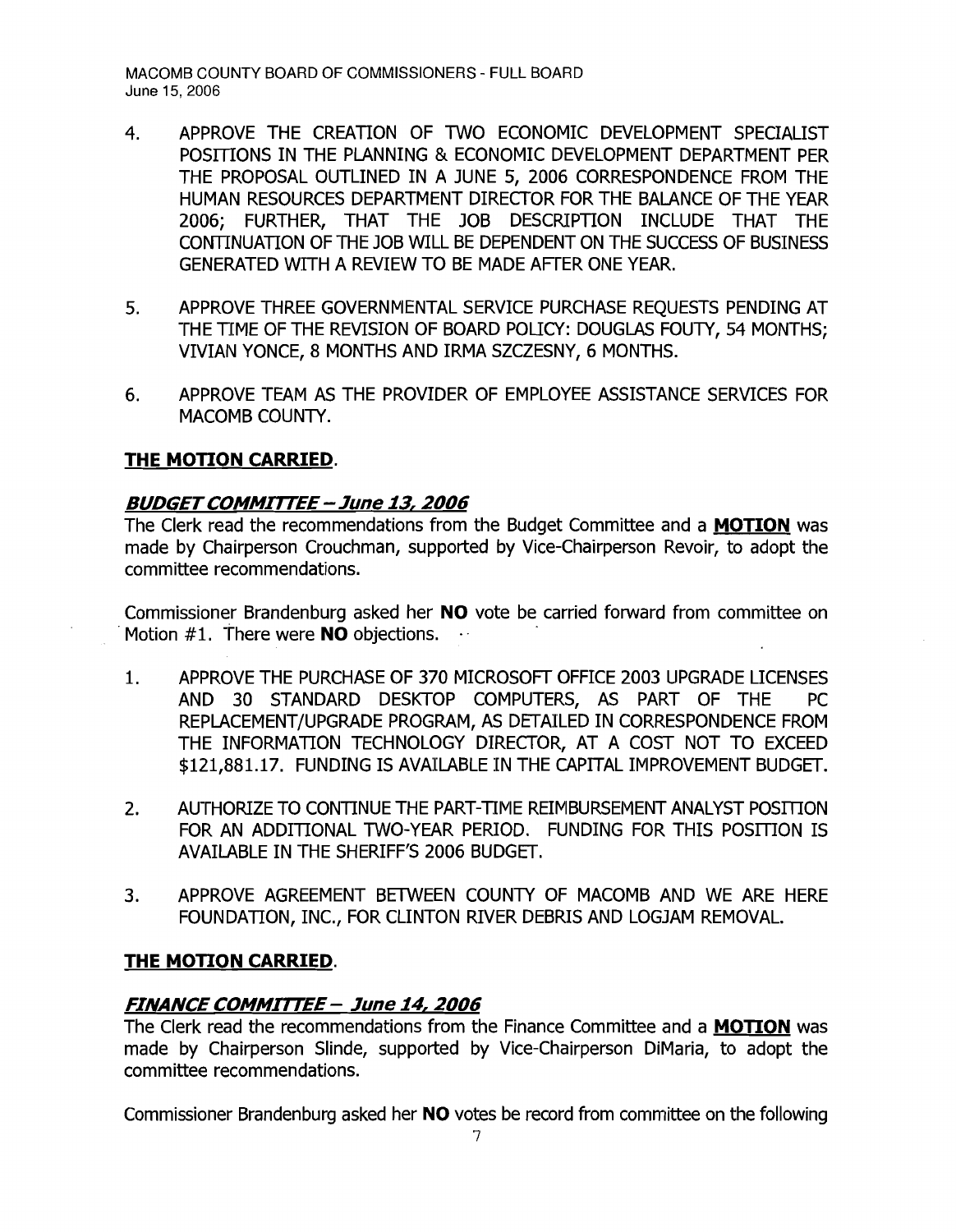4. APPROVE THE CREATION OF TWO ECONOMIC DEVELOPMENT SPECIALIST POSITIONS IN THE PLANNING & ECONOMIC DEVELOPMENT DEPARTMENT PER THE PROPOSAL OUTLINED IN A JUNE 5, 2006 CORRESPONDENCE FROM THE HUMAN RESOURCES DEPARTMENT DIRECTOR FOR THE BALANCE OF THE YEAR 2006; FURTHER, THAT THE JOB DESCRIPTION INCLUDE THAT THE CONTINUATION OF THE JOB WILL BE DEPENDENT ON THE SUCCESS OF BUSINESS GENERATED WITH A REVIEW TO BE MADE AFTER ONE YEAR.

5. APPROVE THREE GOVERNMENTAL SERVICE PURCHASE REQUESTS PENDING AT THE TIME OF THE REVISION OF BOARD POLICY: DOUGLAS FOUTY, 54 MONTHS; VIVIAN YONCE, 8 MONTHS AND IRMA SZCZESNY, 6 MONTHS.

6. APPROVE TEAM AS THE PROVIDER OF EMPLOYEE ASSISTANCE SERVICES FOR MACOMB COUNTY.

**THE MOTION CARRIED.**

***BUDGET COMMITTEE – June 13, 2006***

The Clerk read the recommendations from the Budget Committee and a **MOTION** was made by Chairperson Crouchman, supported by Vice-Chairperson Revoir, to adopt the committee recommendations.

Commissioner Brandenburg asked her **NO** vote be carried forward from committee on Motion #1. There were **NO** objections.

1. APPROVE THE PURCHASE OF 370 MICROSOFT OFFICE 2003 UPGRADE LICENSES AND 30 STANDARD DESKTOP COMPUTERS, AS PART OF THE PC REPLACEMENT/UPGRADE PROGRAM, AS DETAILED IN CORRESPONDENCE FROM THE INFORMATION TECHNOLOGY DIRECTOR, AT A COST NOT TO EXCEED $121,881.17. FUNDING IS AVAILABLE IN THE CAPITAL IMPROVEMENT BUDGET.

2. AUTHORIZE TO CONTINUE THE PART-TIME REIMBURSEMENT ANALYST POSITION FOR AN ADDITIONAL TWO-YEAR PERIOD. FUNDING FOR THIS POSITION IS AVAILABLE IN THE SHERIFF'S 2006 BUDGET.

3. APPROVE AGREEMENT BETWEEN COUNTY OF MACOMB AND WE ARE HERE FOUNDATION, INC., FOR CLINTON RIVER DEBRIS AND LOGJAM REMOVAL.

**THE MOTION CARRIED.**

***FINANCE COMMITTEE – June 14, 2006***

The Clerk read the recommendations from the Finance Committee and a **MOTION** was made by Chairperson Slinde, supported by Vice-Chairperson DiMaria, to adopt the committee recommendations.

Commissioner Brandenburg asked her **NO** votes be record from committee on the following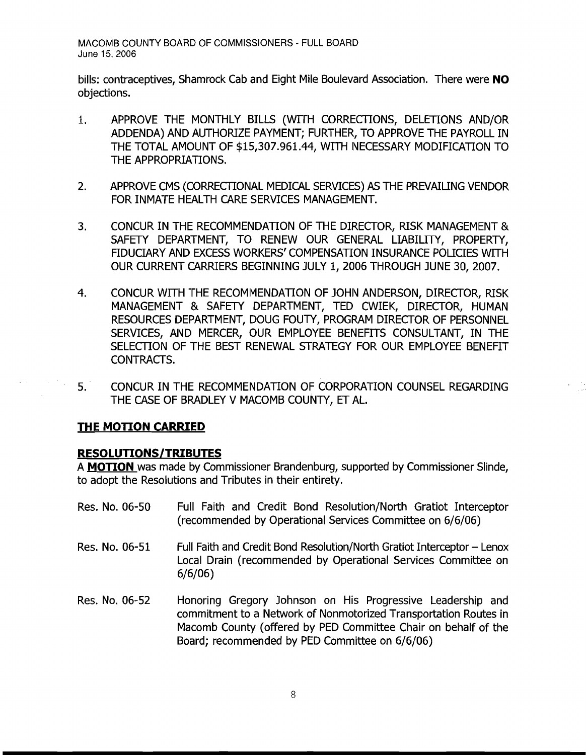bills: contraceptives, Shamrock Cab and Eight Mile Boulevard Association. There were **NO** objections.

1. APPROVE THE MONTHLY BILLS (WITH CORRECTIONS, DELETIONS AND/OR ADDENDA) AND AUTHORIZE PAYMENT; FURTHER, TO APPROVE THE PAYROLL IN THE TOTAL AMOUNT OF $15,307.961.44, WITH NECESSARY MODIFICATION TO THE APPROPRIATIONS.

2. APPROVE CMS (CORRECTIONAL MEDICAL SERVICES) AS THE PREVAILING VENDOR FOR INMATE HEALTH CARE SERVICES MANAGEMENT.

3. CONCUR IN THE RECOMMENDATION OF THE DIRECTOR, RISK MANAGEMENT & SAFETY DEPARTMENT, TO RENEW OUR GENERAL LIABILITY, PROPERTY, FIDUCIARY AND EXCESS WORKERS' COMPENSATION INSURANCE POLICIES WITH OUR CURRENT CARRIERS BEGINNING JULY 1, 2006 THROUGH JUNE 30, 2007.

4. CONCUR WITH THE RECOMMENDATION OF JOHN ANDERSON, DIRECTOR, RISK MANAGEMENT & SAFETY DEPARTMENT, TED CWIEK, DIRECTOR, HUMAN RESOURCES DEPARTMENT, DOUG FOUTY, PROGRAM DIRECTOR OF PERSONNEL SERVICES, AND MERCER, OUR EMPLOYEE BENEFITS CONSULTANT, IN THE SELECTION OF THE BEST RENEWAL STRATEGY FOR OUR EMPLOYEE BENEFIT CONTRACTS.

5. CONCUR IN THE RECOMMENDATION OF CORPORATION COUNSEL REGARDING THE CASE OF BRADLEY V MACOMB COUNTY, ET AL.

**THE MOTION CARRIED**

**RESOLUTIONS/TRIBUTES**

A **MOTION** was made by Commissioner Brandenburg, supported by Commissioner Slinde, to adopt the Resolutions and Tributes in their entirety.

Res. No. 06-50 Full Faith and Credit Bond Resolution/North Gratiot Interceptor (recommended by Operational Services Committee on 6/6/06)

Res. No. 06-51 Full Faith and Credit Bond Resolution/North Gratiot Interceptor – Lenox Local Drain (recommended by Operational Services Committee on 6/6/06)

Res. No. 06-52 Honoring Gregory Johnson on His Progressive Leadership and commitment to a Network of Nonmotorized Transportation Routes in Macomb County (offered by PED Committee Chair on behalf of the Board; recommended by PED Committee on 6/6/06)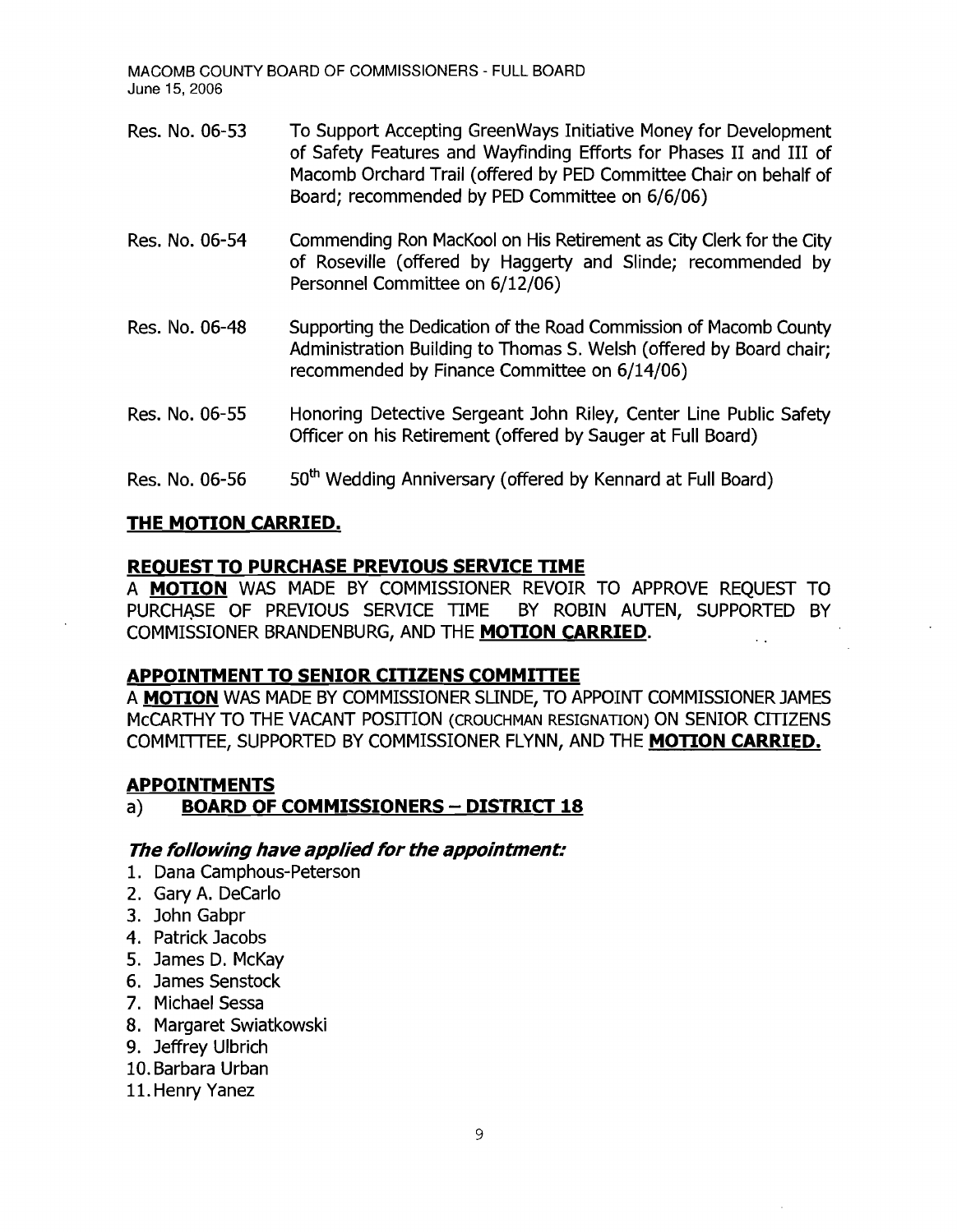Res. No. 06-53 To Support Accepting GreenWays Initiative Money for Development of Safety Features and Wayfinding Efforts for Phases II and III of Macomb Orchard Trail (offered by PED Committee Chair on behalf of Board; recommended by PED Committee on 6/6/06)

Res. No. 06-54 Commending Ron MacKool on His Retirement as City Clerk for the City of Roseville (offered by Haggerty and Slinde; recommended by Personnel Committee on 6/12/06)

Res. No. 06-48 Supporting the Dedication of the Road Commission of Macomb County Administration Building to Thomas S. Welsh (offered by Board chair; recommended by Finance Committee on 6/14/06)

Res. No. 06-55 Honoring Detective Sergeant John Riley, Center Line Public Safety Officer on his Retirement (offered by Sauger at Full Board)

Res. No. 06-56 50th Wedding Anniversary (offered by Kennard at Full Board)

**THE MOTION CARRIED.**

**REQUEST TO PURCHASE PREVIOUS SERVICE TIME**

A **MOTION** WAS MADE BY COMMISSIONER REVOIR TO APPROVE REQUEST TO PURCHASE OF PREVIOUS SERVICE TIME BY ROBIN AUTEN, SUPPORTED BY COMMISSIONER BRANDENBURG, AND THE **MOTION CARRIED**.

**APPOINTMENT TO SENIOR CITIZENS COMMITTEE**

A **MOTION** WAS MADE BY COMMISSIONER SLINDE, TO APPOINT COMMISSIONER JAMES McCARTHY TO THE VACANT POSITION (CROUCHMAN RESIGNATION) ON SENIOR CITIZENS COMMITTEE, SUPPORTED BY COMMISSIONER FLYNN, AND THE **MOTION CARRIED.**

**APPOINTMENTS**

a) **BOARD OF COMMISSIONERS – DISTRICT 18**

***The following have applied for the appointment:***

1. Dana Camphous-Peterson
2. Gary A. DeCarlo
3. John Gabpr
4. Patrick Jacobs
5. James D. McKay
6. James Senstock
7. Michael Sessa
8. Margaret Swiatkowski
9. Jeffrey Ulbrich
10. Barbara Urban
11. Henry Yanez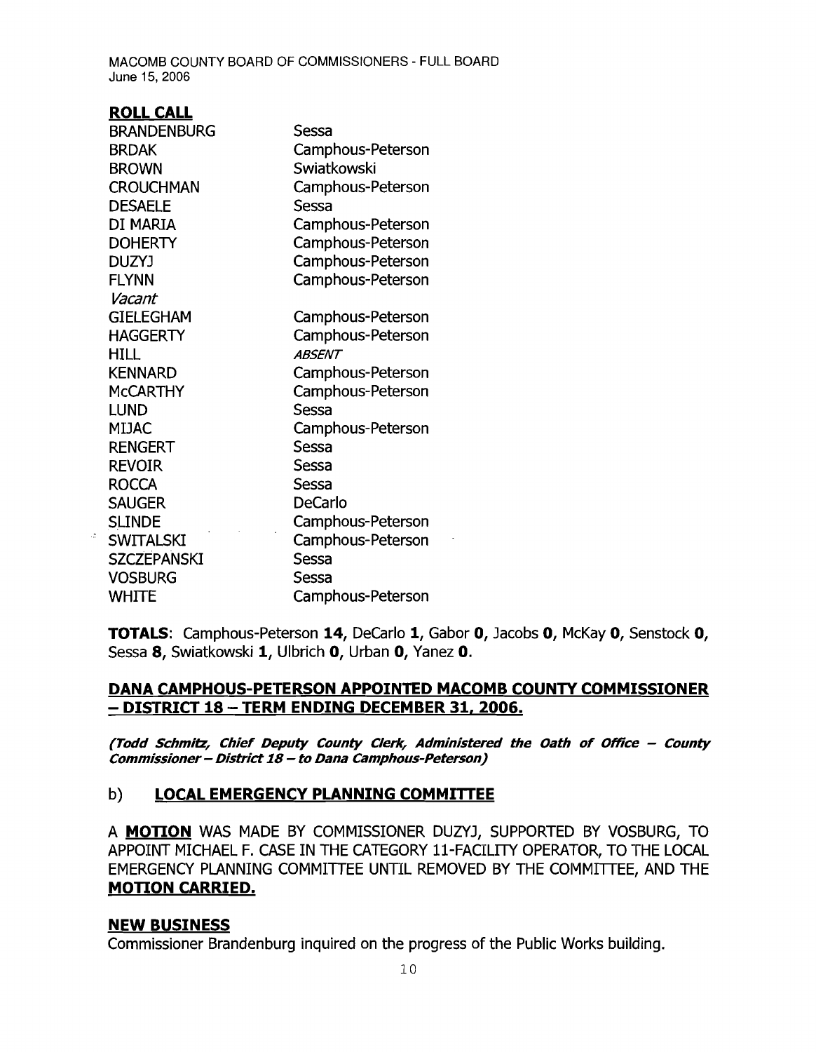## ROLL CALL

| | |
|---|---|
| BRANDENBURG | Sessa |
| BRDAK | Camphous-Peterson |
| BROWN | Swiatkowski |
| CROUCHMAN | Camphous-Peterson |
| DESAELE | Sessa |
| DI MARIA | Camphous-Peterson |
| DOHERTY | Camphous-Peterson |
| DUZYJ | Camphous-Peterson |
| FLYNN | Camphous-Peterson |
| *Vacant* | |
| GIELEGHAM | Camphous-Peterson |
| HAGGERTY | Camphous-Peterson |
| HILL | *ABSENT* |
| KENNARD | Camphous-Peterson |
| McCARTHY | Camphous-Peterson |
| LUND | Sessa |
| MIJAC | Camphous-Peterson |
| RENGERT | Sessa |
| REVOIR | Sessa |
| ROCCA | Sessa |
| SAUGER | DeCarlo |
| SLINDE | Camphous-Peterson |
| SWITALSKI | Camphous-Peterson |
| SZCZEPANSKI | Sessa |
| VOSBURG | Sessa |
| WHITE | Camphous-Peterson |

**TOTALS**: Camphous-Peterson **14**, DeCarlo **1**, Gabor **0**, Jacobs **0**, McKay **0**, Senstock **0**, Sessa **8**, Swiatkowski **1**, Ulbrich **0**, Urban **0**, Yanez **0**.

## DANA CAMPHOUS-PETERSON APPOINTED MACOMB COUNTY COMMISSIONER – DISTRICT 18 – TERM ENDING DECEMBER 31, 2006.

***(Todd Schmitz, Chief Deputy County Clerk, Administered the Oath of Office – County Commissioner – District 18 – to Dana Camphous-Peterson)***

### b) LOCAL EMERGENCY PLANNING COMMITTEE

A **MOTION** WAS MADE BY COMMISSIONER DUZYJ, SUPPORTED BY VOSBURG, TO APPOINT MICHAEL F. CASE IN THE CATEGORY 11-FACILITY OPERATOR, TO THE LOCAL EMERGENCY PLANNING COMMITTEE UNTIL REMOVED BY THE COMMITTEE, AND THE **MOTION CARRIED.**

## NEW BUSINESS

Commissioner Brandenburg inquired on the progress of the Public Works building.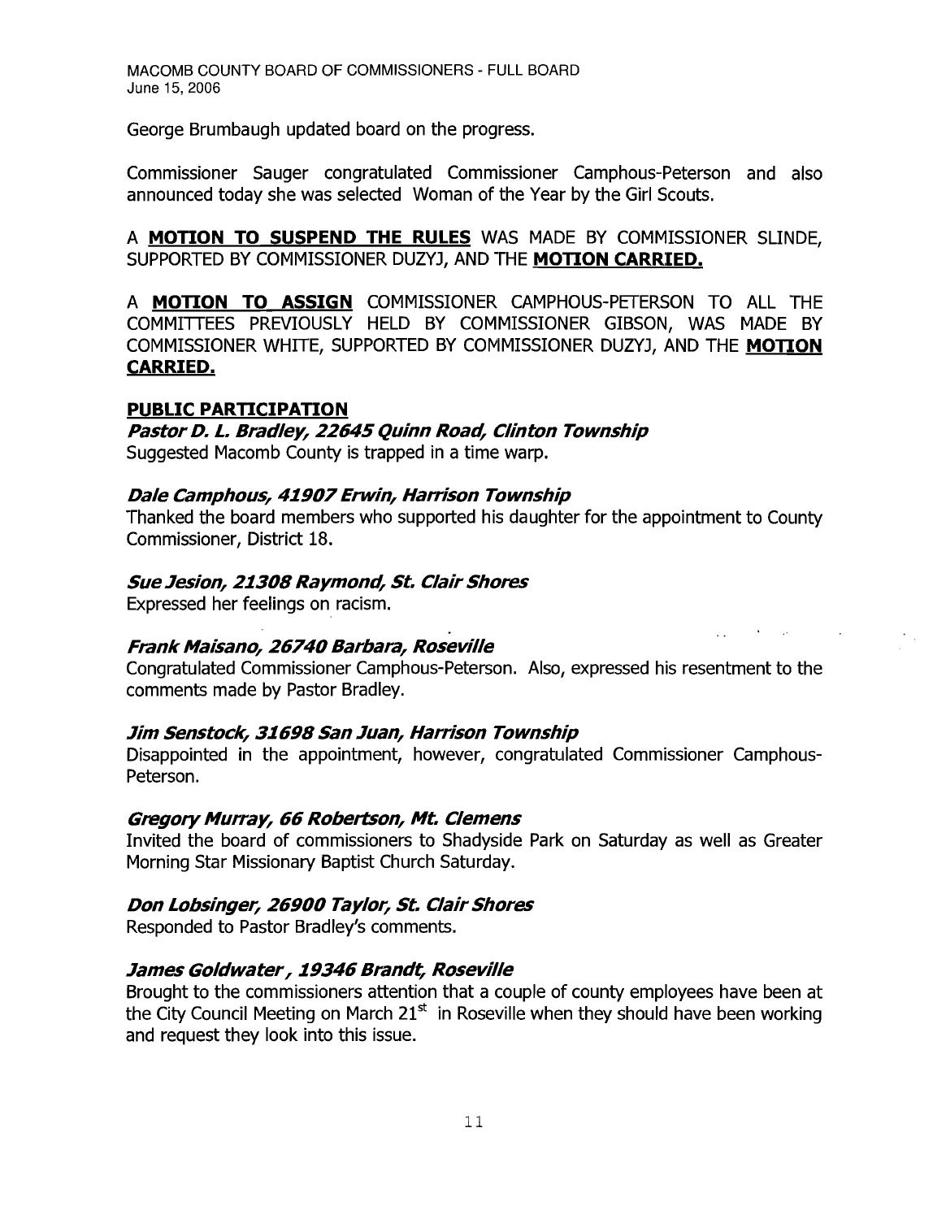George Brumbaugh updated board on the progress.

Commissioner Sauger congratulated Commissioner Camphous-Peterson and also announced today she was selected Woman of the Year by the Girl Scouts.

A **MOTION TO SUSPEND THE RULES** WAS MADE BY COMMISSIONER SLINDE, SUPPORTED BY COMMISSIONER DUZYJ, AND THE **MOTION CARRIED.**

A **MOTION TO ASSIGN** COMMISSIONER CAMPHOUS-PETERSON TO ALL THE COMMITTEES PREVIOUSLY HELD BY COMMISSIONER GIBSON, WAS MADE BY COMMISSIONER WHITE, SUPPORTED BY COMMISSIONER DUZYJ, AND THE **MOTION CARRIED.**

## PUBLIC PARTICIPATION

***Pastor D. L. Bradley, 22645 Quinn Road, Clinton Township***
Suggested Macomb County is trapped in a time warp.

***Dale Camphous, 41907 Erwin, Harrison Township***
Thanked the board members who supported his daughter for the appointment to County Commissioner, District 18.

***Sue Jesion, 21308 Raymond, St. Clair Shores***
Expressed her feelings on racism.

***Frank Maisano, 26740 Barbara, Roseville***
Congratulated Commissioner Camphous-Peterson. Also, expressed his resentment to the comments made by Pastor Bradley.

***Jim Senstock, 31698 San Juan, Harrison Township***
Disappointed in the appointment, however, congratulated Commissioner Camphous-Peterson.

***Gregory Murray, 66 Robertson, Mt. Clemens***
Invited the board of commissioners to Shadyside Park on Saturday as well as Greater Morning Star Missionary Baptist Church Saturday.

***Don Lobsinger, 26900 Taylor, St. Clair Shores***
Responded to Pastor Bradley's comments.

***James Goldwater , 19346 Brandt, Roseville***
Brought to the commissioners attention that a couple of county employees have been at the City Council Meeting on March 21st in Roseville when they should have been working and request they look into this issue.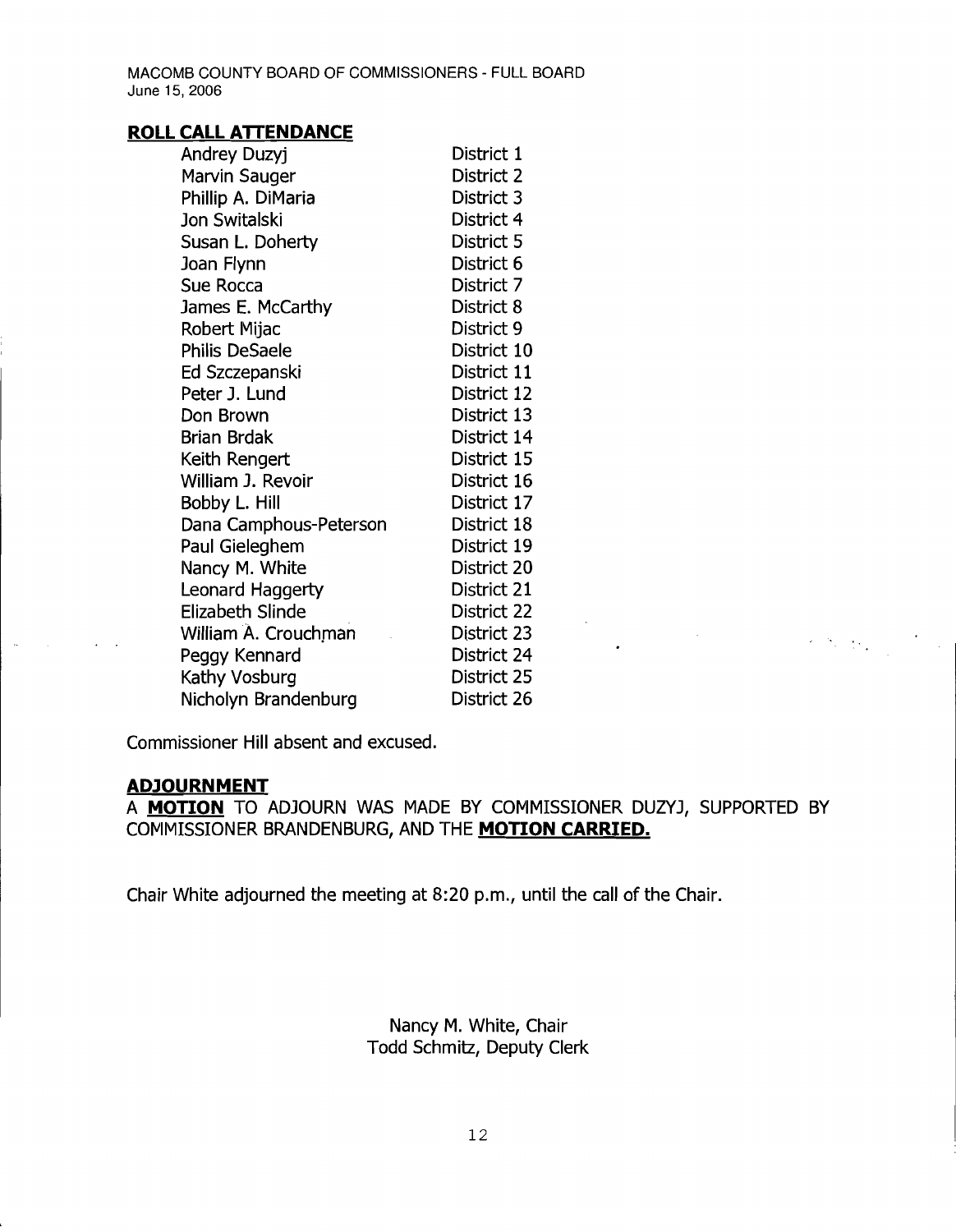MACOMB COUNTY BOARD OF COMMISSIONERS - FULL BOARD
June 15, 2006

**ROLL CALL ATTENDANCE**

| | |
|---|---|
| Andrey Duzyj | District 1 |
| Marvin Sauger | District 2 |
| Phillip A. DiMaria | District 3 |
| Jon Switalski | District 4 |
| Susan L. Doherty | District 5 |
| Joan Flynn | District 6 |
| Sue Rocca | District 7 |
| James E. McCarthy | District 8 |
| Robert Mijac | District 9 |
| Philis DeSaele | District 10 |
| Ed Szczepanski | District 11 |
| Peter J. Lund | District 12 |
| Don Brown | District 13 |
| Brian Brdak | District 14 |
| Keith Rengert | District 15 |
| William J. Revoir | District 16 |
| Bobby L. Hill | District 17 |
| Dana Camphous-Peterson | District 18 |
| Paul Gieleghem | District 19 |
| Nancy M. White | District 20 |
| Leonard Haggerty | District 21 |
| Elizabeth Slinde | District 22 |
| William A. Crouchman | District 23 |
| Peggy Kennard | District 24 |
| Kathy Vosburg | District 25 |
| Nicholyn Brandenburg | District 26 |

Commissioner Hill absent and excused.

**ADJOURNMENT**

A **MOTION** TO ADJOURN WAS MADE BY COMMISSIONER DUZYJ, SUPPORTED BY COMMISSIONER BRANDENBURG, AND THE **MOTION CARRIED.**

Chair White adjourned the meeting at 8:20 p.m., until the call of the Chair.

Nancy M. White, Chair
Todd Schmitz, Deputy Clerk